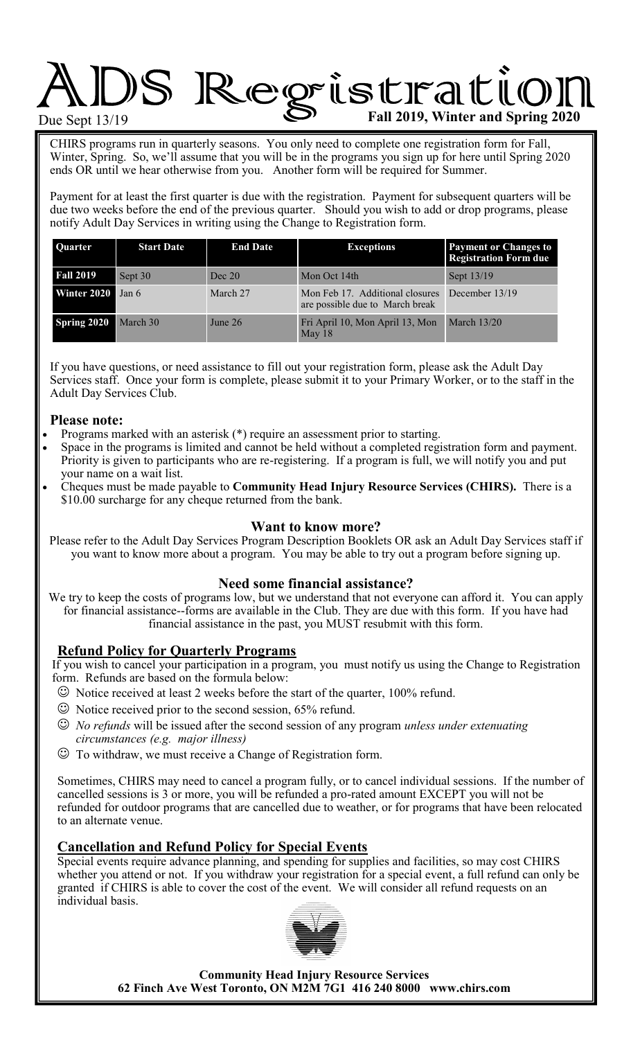# ADS Registration

Due Sept 13/19

**Fall 2019, Winter and Spring 2020**

CHIRS programs run in quarterly seasons. You only need to complete one registration form for Fall, Winter, Spring. So, we'll assume that you will be in the programs you sign up for here until Spring 2020 ends OR until we hear otherwise from you. Another form will be required for Summer.

Payment for at least the first quarter is due with the registration. Payment for subsequent quarters will be due two weeks before the end of the previous quarter. Should you wish to add or drop programs, please notify Adult Day Services in writing using the Change to Registration form.

| Quarter | Start Date | End Date | Exceptions | Payment or Changes to Registration Form due |
|---|---|---|---|---|
| Fall 2019 | Sept 30 | Dec 20 | Mon Oct 14th | Sept 13/19 |
| Winter 2020 | Jan 6 | March 27 | Mon Feb 17. Additional closures are possible due to March break | December 13/19 |
| Spring 2020 | March 30 | June 26 | Fri April 10, Mon April 13, Mon May 18 | March 13/20 |

If you have questions, or need assistance to fill out your registration form, please ask the Adult Day Services staff. Once your form is complete, please submit it to your Primary Worker, or to the staff in the Adult Day Services Club.

**Please note:**

- Programs marked with an asterisk (*) require an assessment prior to starting.
- Space in the programs is limited and cannot be held without a completed registration form and payment. Priority is given to participants who are re-registering. If a program is full, we will notify you and put your name on a wait list.
- Cheques must be made payable to **Community Head Injury Resource Services (CHIRS).** There is a $10.00 surcharge for any cheque returned from the bank.

### Want to know more?

Please refer to the Adult Day Services Program Description Booklets OR ask an Adult Day Services staff if you want to know more about a program. You may be able to try out a program before signing up.

### Need some financial assistance?

We try to keep the costs of programs low, but we understand that not everyone can afford it. You can apply for financial assistance--forms are available in the Club. They are due with this form. If you have had financial assistance in the past, you MUST resubmit with this form.

## Refund Policy for Quarterly Programs

If you wish to cancel your participation in a program, you must notify us using the Change to Registration form. Refunds are based on the formula below:

- ☺ Notice received at least 2 weeks before the start of the quarter, 100% refund.
- ☺ Notice received prior to the second session, 65% refund.
- ☺ *No refunds* will be issued after the second session of any program *unless under extenuating circumstances (e.g. major illness)*
- ☺ To withdraw, we must receive a Change of Registration form.

Sometimes, CHIRS may need to cancel a program fully, or to cancel individual sessions. If the number of cancelled sessions is 3 or more, you will be refunded a pro-rated amount EXCEPT you will not be refunded for outdoor programs that are cancelled due to weather, or for programs that have been relocated to an alternate venue.

## Cancellation and Refund Policy for Special Events

Special events require advance planning, and spending for supplies and facilities, so may cost CHIRS whether you attend or not. If you withdraw your registration for a special event, a full refund can only be granted if CHIRS is able to cover the cost of the event. We will consider all refund requests on an individual basis.

**Community Head Injury Resource Services**
**62 Finch Ave West Toronto, ON M2M 7G1 416 240 8000 www.chirs.com**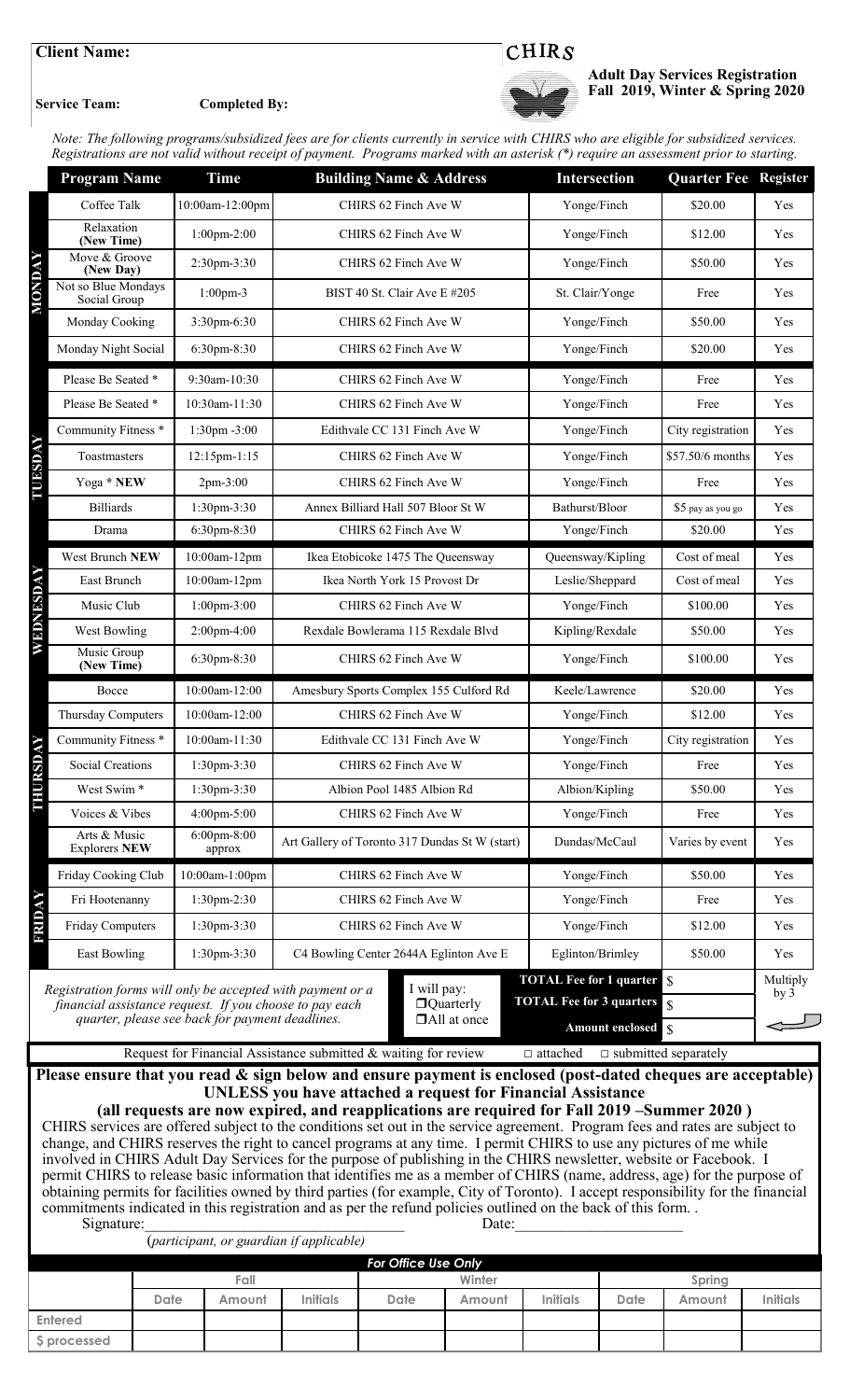**Client Name:**

**Service Team:** **Completed By:**

CHIRS

**Adult Day Services Registration**
**Fall 2019, Winter & Spring 2020**

*Note: The following programs/subsidized fees are for clients currently in service with CHIRS who are eligible for subsidized services. Registrations are not valid without receipt of payment. Programs marked with an asterisk (*) require an assessment prior to starting.*

| | Program Name | Time | Building Name & Address | Intersection | Quarter Fee | Register |
|---|---|---|---|---|---|---|
| MONDAY | Coffee Talk | 10:00am-12:00pm | CHIRS 62 Finch Ave W | Yonge/Finch | $20.00 | Yes |
| | Relaxation (New Time) | 1:00pm-2:00 | CHIRS 62 Finch Ave W | Yonge/Finch | $12.00 | Yes |
| | Move & Groove (New Day) | 2:30pm-3:30 | CHIRS 62 Finch Ave W | Yonge/Finch | $50.00 | Yes |
| | Not so Blue Mondays Social Group | 1:00pm-3 | BIST 40 St. Clair Ave E #205 | St. Clair/Yonge | Free | Yes |
| | Monday Cooking | 3:30pm-6:30 | CHIRS 62 Finch Ave W | Yonge/Finch | $50.00 | Yes |
| | Monday Night Social | 6:30pm-8:30 | CHIRS 62 Finch Ave W | Yonge/Finch | $20.00 | Yes |
| TUESDAY | Please Be Seated * | 9:30am-10:30 | CHIRS 62 Finch Ave W | Yonge/Finch | Free | Yes |
| | Please Be Seated * | 10:30am-11:30 | CHIRS 62 Finch Ave W | Yonge/Finch | Free | Yes |
| | Community Fitness * | 1:30pm -3:00 | Edithvale CC 131 Finch Ave W | Yonge/Finch | City registration | Yes |
| | Toastmasters | 12:15pm-1:15 | CHIRS 62 Finch Ave W | Yonge/Finch | $57.50/6 months | Yes |
| | Yoga * **NEW** | 2pm-3:00 | CHIRS 62 Finch Ave W | Yonge/Finch | Free | Yes |
| | Billiards | 1:30pm-3:30 | Annex Billiard Hall 507 Bloor St W | Bathurst/Bloor | $5 pay as you go | Yes |
| | Drama | 6:30pm-8:30 | CHIRS 62 Finch Ave W | Yonge/Finch | $20.00 | Yes |
| WEDNESDAY | West Brunch **NEW** | 10:00am-12pm | Ikea Etobicoke 1475 The Queensway | Queensway/Kipling | Cost of meal | Yes |
| | East Brunch | 10:00am-12pm | Ikea North York 15 Provost Dr | Leslie/Sheppard | Cost of meal | Yes |
| | Music Club | 1:00pm-3:00 | CHIRS 62 Finch Ave W | Yonge/Finch | $100.00 | Yes |
| | West Bowling | 2:00pm-4:00 | Rexdale Bowlerama 115 Rexdale Blvd | Kipling/Rexdale | $50.00 | Yes |
| | Music Group (New Time) | 6:30pm-8:30 | CHIRS 62 Finch Ave W | Yonge/Finch | $100.00 | Yes |
| THURSDAY | Bocce | 10:00am-12:00 | Amesbury Sports Complex 155 Culford Rd | Keele/Lawrence | $20.00 | Yes |
| | Thursday Computers | 10:00am-12:00 | CHIRS 62 Finch Ave W | Yonge/Finch | $12.00 | Yes |
| | Community Fitness * | 10:00am-11:30 | Edithvale CC 131 Finch Ave W | Yonge/Finch | City registration | Yes |
| | Social Creations | 1:30pm-3:30 | CHIRS 62 Finch Ave W | Yonge/Finch | Free | Yes |
| | West Swim * | 1:30pm-3:30 | Albion Pool 1485 Albion Rd | Albion/Kipling | $50.00 | Yes |
| | Voices & Vibes | 4:00pm-5:00 | CHIRS 62 Finch Ave W | Yonge/Finch | Free | Yes |
| | Arts & Music Explorers **NEW** | 6:00pm-8:00 approx | Art Gallery of Toronto 317 Dundas St W (start) | Dundas/McCaul | Varies by event | Yes |
| FRIDAY | Friday Cooking Club | 10:00am-1:00pm | CHIRS 62 Finch Ave W | Yonge/Finch | $50.00 | Yes |
| | Fri Hootenanny | 1:30pm-2:30 | CHIRS 62 Finch Ave W | Yonge/Finch | Free | Yes |
| | Friday Computers | 1:30pm-3:30 | CHIRS 62 Finch Ave W | Yonge/Finch | $12.00 | Yes |
| | East Bowling | 1:30pm-3:30 | C4 Bowling Center 2644A Eglinton Ave E | Eglinton/Brimley | $50.00 | Yes |

*Registration forms will only be accepted with payment or a financial assistance request. If you choose to pay each quarter, please see back for payment deadlines.*

I will pay:
☐Quarterly
☐All at once

**TOTAL Fee for 1 quarter** $ — Multiply by 3
**TOTAL Fee for 3 quarters** $
**Amount enclosed** $

Request for Financial Assistance submitted & waiting for review □ attached □ submitted separately

**Please ensure that you read & sign below and ensure payment is enclosed (post-dated cheques are acceptable) UNLESS you have attached a request for Financial Assistance**
**(all requests are now expired, and reapplications are required for Fall 2019 –Summer 2020 )**

CHIRS services are offered subject to the conditions set out in the service agreement. Program fees and rates are subject to change, and CHIRS reserves the right to cancel programs at any time. I permit CHIRS to use any pictures of me while involved in CHIRS Adult Day Services for the purpose of publishing in the CHIRS newsletter, website or Facebook. I permit CHIRS to release basic information that identifies me as a member of CHIRS (name, address, age) for the purpose of obtaining permits for facilities owned by third parties (for example, City of Toronto). I accept responsibility for the financial commitments indicated in this registration and as per the refund policies outlined on the back of this form. .

Signature:\_\_\_\_\_\_\_\_\_\_\_\_\_\_\_\_\_\_\_\_\_\_\_\_\_\_\_\_\_\_\_\_ Date:\_\_\_\_\_\_\_\_\_\_\_\_\_\_\_\_\_\_\_\_
(*participant, or guardian if applicable*)

*For Office Use Only*

| | Fall | | | Winter | | | Spring | | |
|---|---|---|---|---|---|---|---|---|---|
| | Date | Amount | Initials | Date | Amount | Initials | Date | Amount | Initials |
| Entered | | | | | | | | | |
| $ processed | | | | | | | | | |